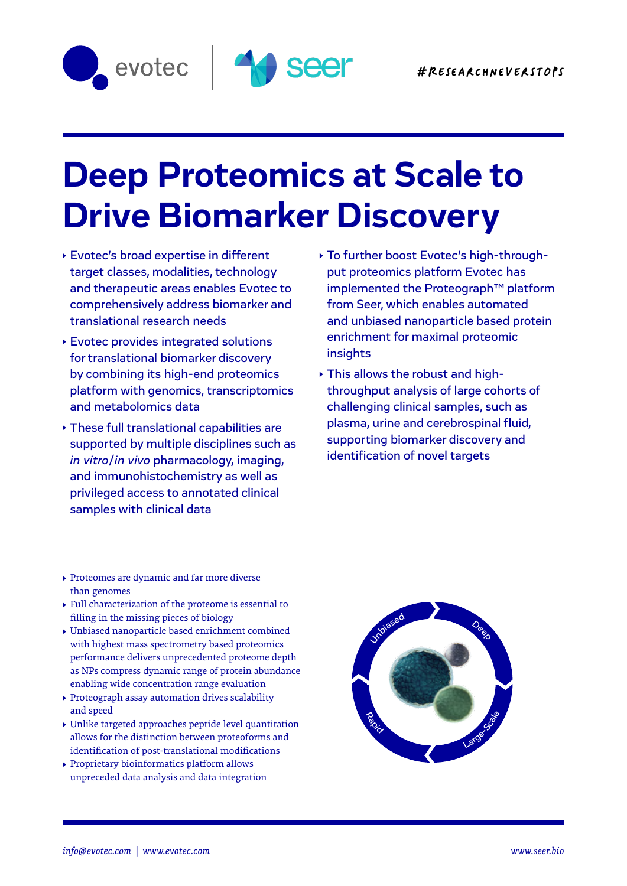evotec | seer

#RESEARCHNEVERSTOPS

# Deep Proteomics at Scale to Drive Biomarker Discovery

- Evotec's broad expertise in different target classes, modalities, technology and therapeutic areas enables Evotec to comprehensively address biomarker and translational research needs
- Evotec provides integrated solutions for translational biomarker discovery by combining its high-end proteomics platform with genomics, transcriptomics and metabolomics data
- These full translational capabilities are supported by multiple disciplines such as *in vitro*/*in vivo* pharmacology, imaging, and immunohistochemistry as well as privileged access to annotated clinical samples with clinical data
- To further boost Evotec's high-throughput proteomics platform Evotec has implemented the Proteograph™ platform from Seer, which enables automated and unbiased nanoparticle based protein enrichment for maximal proteomic insights
- This allows the robust and high-throughput analysis of large cohorts of challenging clinical samples, such as plasma, urine and cerebrospinal fluid, supporting biomarker discovery and identification of novel targets

---

- Proteomes are dynamic and far more diverse than genomes
- Full characterization of the proteome is essential to filling in the missing pieces of biology
- Unbiased nanoparticle based enrichment combined with highest mass spectrometry based proteomics performance delivers unprecedented proteome depth as NPs compress dynamic range of protein abundance enabling wide concentration range evaluation
- Proteograph assay automation drives scalability and speed
- Unlike targeted approaches peptide level quantitation allows for the distinction between proteoforms and identification of post-translational modifications
- Proprietary bioinformatics platform allows unpreceded data analysis and data integration

Unbiased · Deep · Large-Scale · Rapid

*info@evotec.com* | *www.evotec.com*

*www.seer.bio*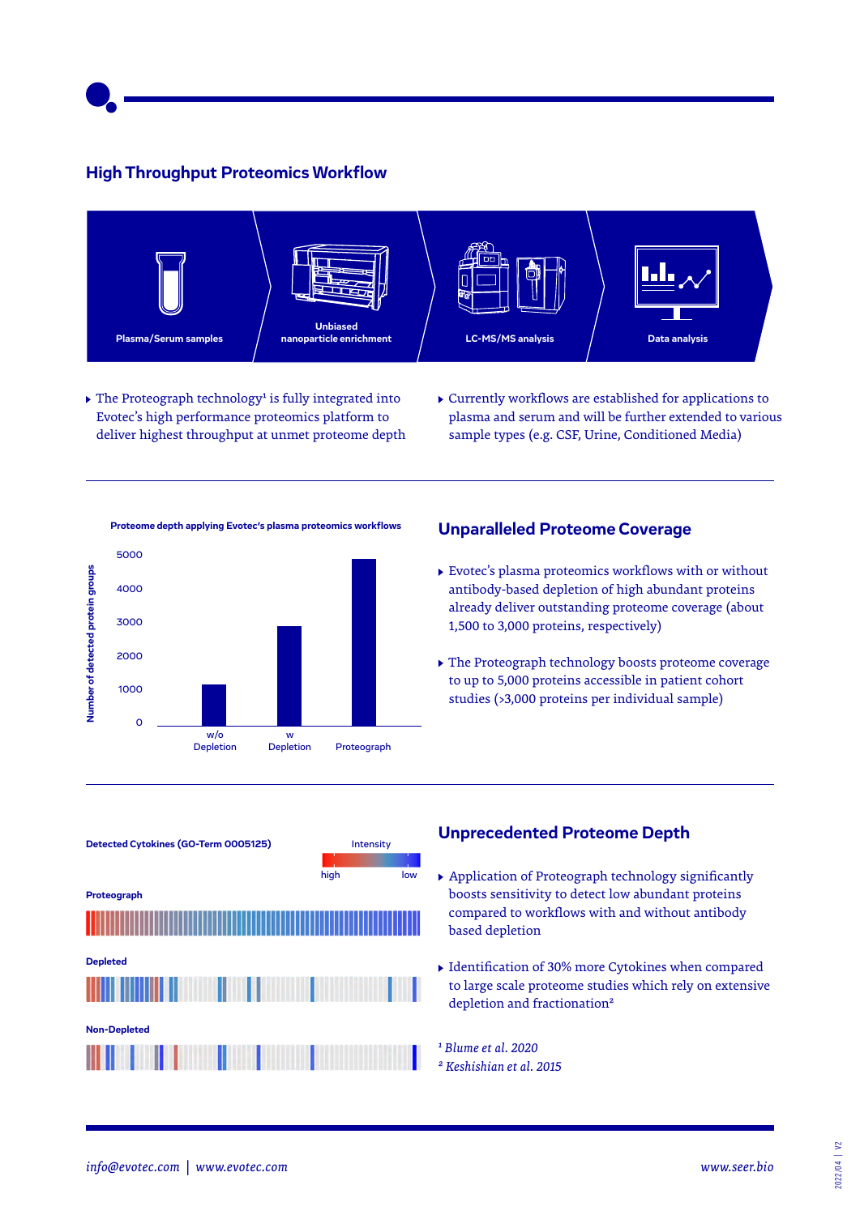## High Throughput Proteomics Workflow

Plasma/Serum samples

Unbiased nanoparticle enrichment

LC-MS/MS analysis

Data analysis

- The Proteograph technology[1] is fully integrated into Evotec's high performance proteomics platform to deliver highest throughput at unmet proteome depth
- Currently workflows are established for applications to plasma and serum and will be further extended to various sample types (e.g. CSF, Urine, Conditioned Media)

**Proteome depth applying Evotec's plasma proteomics workflows**

Number of detected protein groups

5000
4000
3000
2000
1000
0

w/o Depletion
w Depletion
Proteograph

## Unparalleled Proteome Coverage

- Evotec's plasma proteomics workflows with or without antibody-based depletion of high abundant proteins already deliver outstanding proteome coverage (about 1,500 to 3,000 proteins, respectively)
- The Proteograph technology boosts proteome coverage to up to 5,000 proteins accessible in patient cohort studies (>3,000 proteins per individual sample)

**Detected Cytokines (GO-Term 0005125)**

Intensity
high
low

**Proteograph**

**Depleted**

**Non-Depleted**

## Unprecedented Proteome Depth

- Application of Proteograph technology significantly boosts sensitivity to detect low abundant proteins compared to workflows with and without antibody based depletion
- Identification of 30% more Cytokines when compared to large scale proteome studies which rely on extensive depletion and fractionation[2]

[1] *Blume et al. 2020*
[2] *Keshishian et al. 2015*

*info@evotec.com* | *www.evotec.com*

*www.seer.bio*

2022/04 | V2